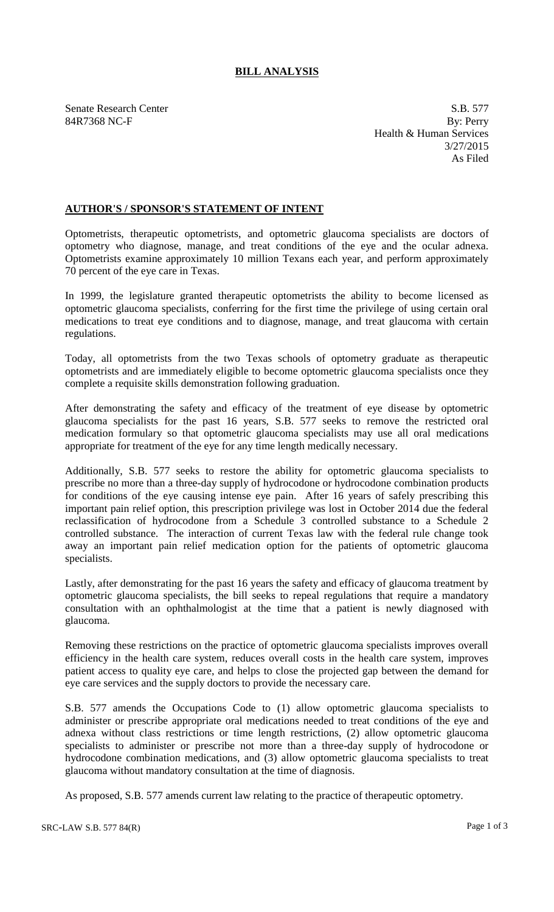# BILL ANALYSIS

Senate Research Center
84R7368 NC-F

S.B. 577
By: Perry
Health & Human Services
3/27/2015
As Filed

## AUTHOR'S / SPONSOR'S STATEMENT OF INTENT

Optometrists, therapeutic optometrists, and optometric glaucoma specialists are doctors of optometry who diagnose, manage, and treat conditions of the eye and the ocular adnexa. Optometrists examine approximately 10 million Texans each year, and perform approximately 70 percent of the eye care in Texas.

In 1999, the legislature granted therapeutic optometrists the ability to become licensed as optometric glaucoma specialists, conferring for the first time the privilege of using certain oral medications to treat eye conditions and to diagnose, manage, and treat glaucoma with certain regulations.

Today, all optometrists from the two Texas schools of optometry graduate as therapeutic optometrists and are immediately eligible to become optometric glaucoma specialists once they complete a requisite skills demonstration following graduation.

After demonstrating the safety and efficacy of the treatment of eye disease by optometric glaucoma specialists for the past 16 years, S.B. 577 seeks to remove the restricted oral medication formulary so that optometric glaucoma specialists may use all oral medications appropriate for treatment of the eye for any time length medically necessary.

Additionally, S.B. 577 seeks to restore the ability for optometric glaucoma specialists to prescribe no more than a three-day supply of hydrocodone or hydrocodone combination products for conditions of the eye causing intense eye pain. After 16 years of safely prescribing this important pain relief option, this prescription privilege was lost in October 2014 due the federal reclassification of hydrocodone from a Schedule 3 controlled substance to a Schedule 2 controlled substance. The interaction of current Texas law with the federal rule change took away an important pain relief medication option for the patients of optometric glaucoma specialists.

Lastly, after demonstrating for the past 16 years the safety and efficacy of glaucoma treatment by optometric glaucoma specialists, the bill seeks to repeal regulations that require a mandatory consultation with an ophthalmologist at the time that a patient is newly diagnosed with glaucoma.

Removing these restrictions on the practice of optometric glaucoma specialists improves overall efficiency in the health care system, reduces overall costs in the health care system, improves patient access to quality eye care, and helps to close the projected gap between the demand for eye care services and the supply doctors to provide the necessary care.

S.B. 577 amends the Occupations Code to (1) allow optometric glaucoma specialists to administer or prescribe appropriate oral medications needed to treat conditions of the eye and adnexa without class restrictions or time length restrictions, (2) allow optometric glaucoma specialists to administer or prescribe not more than a three-day supply of hydrocodone or hydrocodone combination medications, and (3) allow optometric glaucoma specialists to treat glaucoma without mandatory consultation at the time of diagnosis.

As proposed, S.B. 577 amends current law relating to the practice of therapeutic optometry.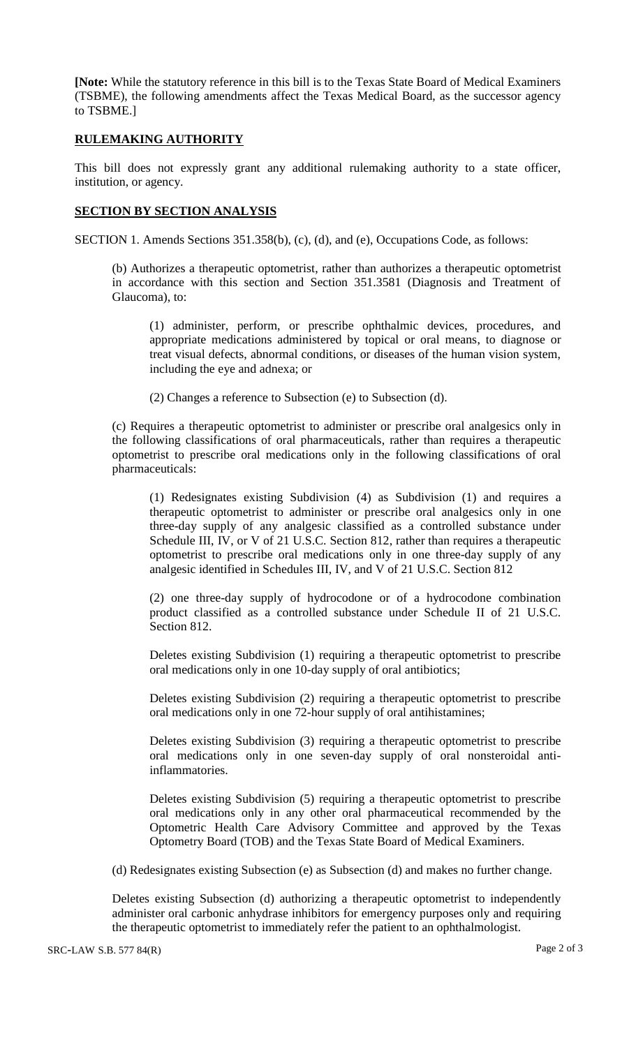**[Note:** While the statutory reference in this bill is to the Texas State Board of Medical Examiners (TSBME), the following amendments affect the Texas Medical Board, as the successor agency to TSBME.]

## RULEMAKING AUTHORITY

This bill does not expressly grant any additional rulemaking authority to a state officer, institution, or agency.

## SECTION BY SECTION ANALYSIS

SECTION 1. Amends Sections 351.358(b), (c), (d), and (e), Occupations Code, as follows:

(b) Authorizes a therapeutic optometrist, rather than authorizes a therapeutic optometrist in accordance with this section and Section 351.3581 (Diagnosis and Treatment of Glaucoma), to:

(1) administer, perform, or prescribe ophthalmic devices, procedures, and appropriate medications administered by topical or oral means, to diagnose or treat visual defects, abnormal conditions, or diseases of the human vision system, including the eye and adnexa; or

(2) Changes a reference to Subsection (e) to Subsection (d).

(c) Requires a therapeutic optometrist to administer or prescribe oral analgesics only in the following classifications of oral pharmaceuticals, rather than requires a therapeutic optometrist to prescribe oral medications only in the following classifications of oral pharmaceuticals:

(1) Redesignates existing Subdivision (4) as Subdivision (1) and requires a therapeutic optometrist to administer or prescribe oral analgesics only in one three-day supply of any analgesic classified as a controlled substance under Schedule III, IV, or V of 21 U.S.C. Section 812, rather than requires a therapeutic optometrist to prescribe oral medications only in one three-day supply of any analgesic identified in Schedules III, IV, and V of 21 U.S.C. Section 812

(2) one three-day supply of hydrocodone or of a hydrocodone combination product classified as a controlled substance under Schedule II of 21 U.S.C. Section 812.

Deletes existing Subdivision (1) requiring a therapeutic optometrist to prescribe oral medications only in one 10-day supply of oral antibiotics;

Deletes existing Subdivision (2) requiring a therapeutic optometrist to prescribe oral medications only in one 72-hour supply of oral antihistamines;

Deletes existing Subdivision (3) requiring a therapeutic optometrist to prescribe oral medications only in one seven-day supply of oral nonsteroidal anti-inflammatories.

Deletes existing Subdivision (5) requiring a therapeutic optometrist to prescribe oral medications only in any other oral pharmaceutical recommended by the Optometric Health Care Advisory Committee and approved by the Texas Optometry Board (TOB) and the Texas State Board of Medical Examiners.

(d) Redesignates existing Subsection (e) as Subsection (d) and makes no further change.

Deletes existing Subsection (d) authorizing a therapeutic optometrist to independently administer oral carbonic anhydrase inhibitors for emergency purposes only and requiring the therapeutic optometrist to immediately refer the patient to an ophthalmologist.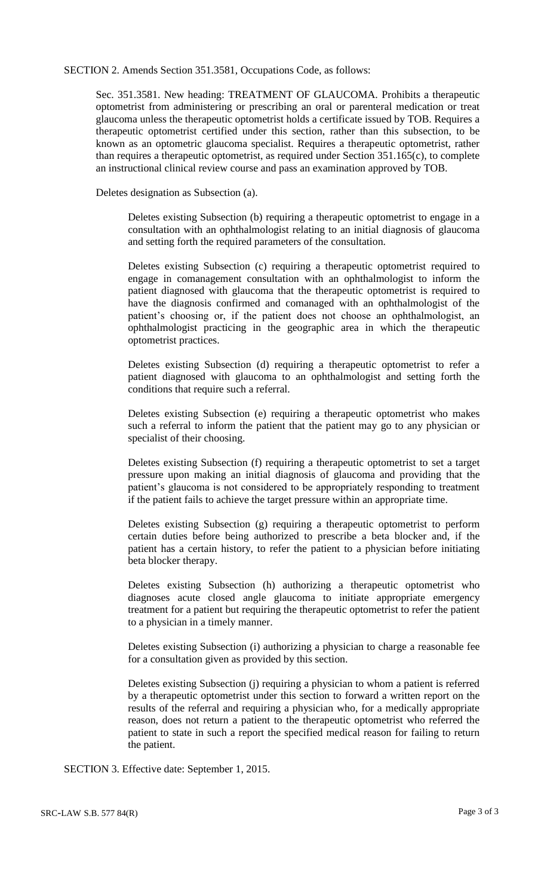SECTION 2. Amends Section 351.3581, Occupations Code, as follows:

Sec. 351.3581. New heading: TREATMENT OF GLAUCOMA. Prohibits a therapeutic optometrist from administering or prescribing an oral or parenteral medication or treat glaucoma unless the therapeutic optometrist holds a certificate issued by TOB. Requires a therapeutic optometrist certified under this section, rather than this subsection, to be known as an optometric glaucoma specialist. Requires a therapeutic optometrist, rather than requires a therapeutic optometrist, as required under Section 351.165(c), to complete an instructional clinical review course and pass an examination approved by TOB.

Deletes designation as Subsection (a).

Deletes existing Subsection (b) requiring a therapeutic optometrist to engage in a consultation with an ophthalmologist relating to an initial diagnosis of glaucoma and setting forth the required parameters of the consultation.

Deletes existing Subsection (c) requiring a therapeutic optometrist required to engage in comanagement consultation with an ophthalmologist to inform the patient diagnosed with glaucoma that the therapeutic optometrist is required to have the diagnosis confirmed and comanaged with an ophthalmologist of the patient's choosing or, if the patient does not choose an ophthalmologist, an ophthalmologist practicing in the geographic area in which the therapeutic optometrist practices.

Deletes existing Subsection (d) requiring a therapeutic optometrist to refer a patient diagnosed with glaucoma to an ophthalmologist and setting forth the conditions that require such a referral.

Deletes existing Subsection (e) requiring a therapeutic optometrist who makes such a referral to inform the patient that the patient may go to any physician or specialist of their choosing.

Deletes existing Subsection (f) requiring a therapeutic optometrist to set a target pressure upon making an initial diagnosis of glaucoma and providing that the patient's glaucoma is not considered to be appropriately responding to treatment if the patient fails to achieve the target pressure within an appropriate time.

Deletes existing Subsection (g) requiring a therapeutic optometrist to perform certain duties before being authorized to prescribe a beta blocker and, if the patient has a certain history, to refer the patient to a physician before initiating beta blocker therapy.

Deletes existing Subsection (h) authorizing a therapeutic optometrist who diagnoses acute closed angle glaucoma to initiate appropriate emergency treatment for a patient but requiring the therapeutic optometrist to refer the patient to a physician in a timely manner.

Deletes existing Subsection (i) authorizing a physician to charge a reasonable fee for a consultation given as provided by this section.

Deletes existing Subsection (j) requiring a physician to whom a patient is referred by a therapeutic optometrist under this section to forward a written report on the results of the referral and requiring a physician who, for a medically appropriate reason, does not return a patient to the therapeutic optometrist who referred the patient to state in such a report the specified medical reason for failing to return the patient.

SECTION 3. Effective date: September 1, 2015.